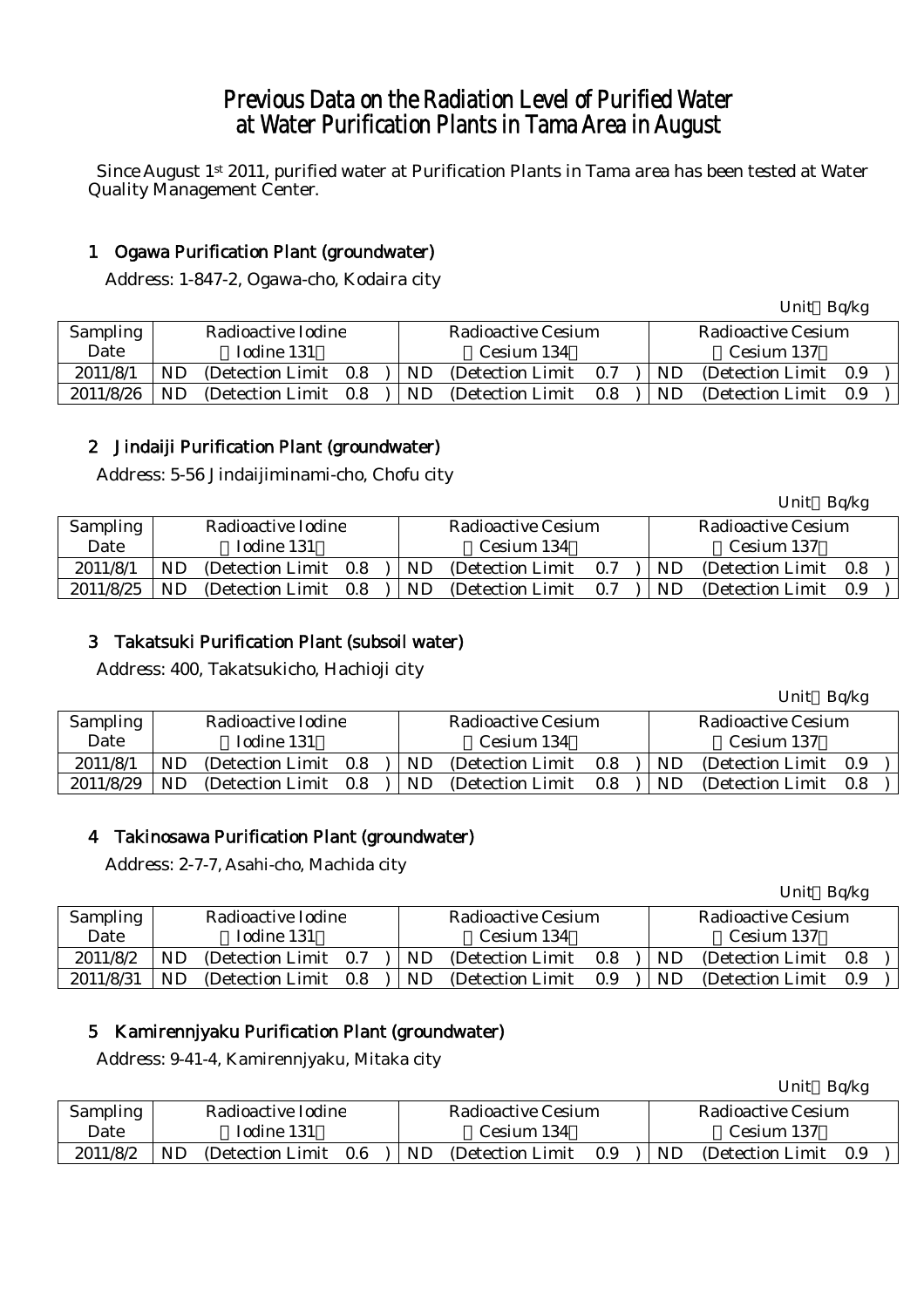# Previous Data on the Radiation Level of Purified Water at Water Purification Plants in Tama Area in August

Since August 1st 2011, purified water at Purification Plants in Tama area has been tested at Water Quality Management Center.

## 1 Ogawa Purification Plant (groundwater)

Address: 1-847-2, Ogawa-cho, Kodaira city

Unit：Bq/kg

| Sampling Date | Radioactive Iodine （Iodine 131） | Radioactive Cesium （Cesium 134） | Radioactive Cesium （Cesium 137） |
|---|---|---|---|
| 2011/8/1 | ND (Detection Limit 0.8 ) | ND (Detection Limit 0.7 ) | ND (Detection Limit 0.9 ) |
| 2011/8/26 | ND (Detection Limit 0.8 ) | ND (Detection Limit 0.8 ) | ND (Detection Limit 0.9 ) |

## 2 Jindaiji Purification Plant (groundwater)

Address: 5-56 Jindaijiminami-cho, Chofu city

Unit：Bq/kg

| Sampling Date | Radioactive Iodine （Iodine 131） | Radioactive Cesium （Cesium 134） | Radioactive Cesium （Cesium 137） |
|---|---|---|---|
| 2011/8/1 | ND (Detection Limit 0.8 ) | ND (Detection Limit 0.7 ) | ND (Detection Limit 0.8 ) |
| 2011/8/25 | ND (Detection Limit 0.8 ) | ND (Detection Limit 0.7 ) | ND (Detection Limit 0.9 ) |

## 3 Takatsuki Purification Plant (subsoil water)

Address: 400, Takatsukicho, Hachioji city

Unit：Bq/kg

| Sampling Date | Radioactive Iodine （Iodine 131） | Radioactive Cesium （Cesium 134） | Radioactive Cesium （Cesium 137） |
|---|---|---|---|
| 2011/8/1 | ND (Detection Limit 0.8 ) | ND (Detection Limit 0.8 ) | ND (Detection Limit 0.9 ) |
| 2011/8/29 | ND (Detection Limit 0.8 ) | ND (Detection Limit 0.8 ) | ND (Detection Limit 0.8 ) |

## 4 Takinosawa Purification Plant (groundwater)

Address: 2-7-7, Asahi-cho, Machida city

Unit：Bq/kg

| Sampling Date | Radioactive Iodine （Iodine 131） | Radioactive Cesium （Cesium 134） | Radioactive Cesium （Cesium 137） |
|---|---|---|---|
| 2011/8/2 | ND (Detection Limit 0.7 ) | ND (Detection Limit 0.8 ) | ND (Detection Limit 0.8 ) |
| 2011/8/31 | ND (Detection Limit 0.8 ) | ND (Detection Limit 0.9 ) | ND (Detection Limit 0.9 ) |

## 5 Kamirennjyaku Purification Plant (groundwater)

Address: 9-41-4, Kamirennjyaku, Mitaka city

Unit：Bq/kg

| Sampling Date | Radioactive Iodine （Iodine 131） | Radioactive Cesium （Cesium 134） | Radioactive Cesium （Cesium 137） |
|---|---|---|---|
| 2011/8/2 | ND (Detection Limit 0.6 ) | ND (Detection Limit 0.9 ) | ND (Detection Limit 0.9 ) |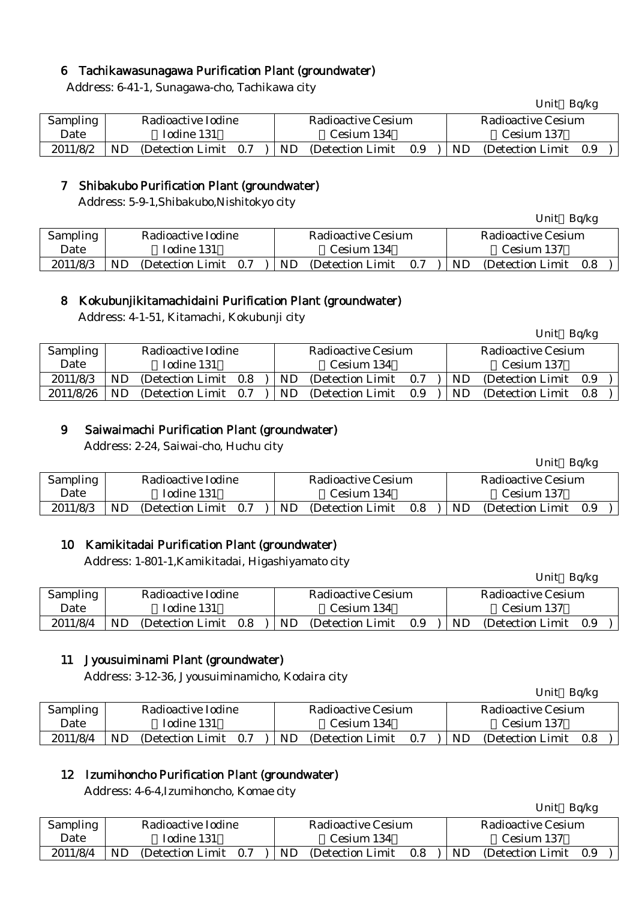## 6 Tachikawasunagawa Purification Plant (groundwater)

Address: 6-41-1, Sunagawa-cho, Tachikawa city

Unit Bq/kg

| Sampling Date | Radioactive Iodine (Iodine 131) | Radioactive Cesium (Cesium 134) | Radioactive Cesium (Cesium 137) |
|---|---|---|---|
| 2011/8/2 | ND (Detection Limit 0.7 ) | ND (Detection Limit 0.9 ) | ND (Detection Limit 0.9 ) |

## 7 Shibakubo Purification Plant (groundwater)

Address: 5-9-1,Shibakubo,Nishitokyo city

Unit Bq/kg

| Sampling Date | Radioactive Iodine (Iodine 131) | Radioactive Cesium (Cesium 134) | Radioactive Cesium (Cesium 137) |
|---|---|---|---|
| 2011/8/3 | ND (Detection Limit 0.7 ) | ND (Detection Limit 0.7 ) | ND (Detection Limit 0.8 ) |

## 8 Kokubunjikitamachidaini Purification Plant (groundwater)

Address: 4-1-51, Kitamachi, Kokubunji city

Unit Bq/kg

| Sampling Date | Radioactive Iodine (Iodine 131) | Radioactive Cesium (Cesium 134) | Radioactive Cesium (Cesium 137) |
|---|---|---|---|
| 2011/8/3 | ND (Detection Limit 0.8 ) | ND (Detection Limit 0.7 ) | ND (Detection Limit 0.9 ) |
| 2011/8/26 | ND (Detection Limit 0.7 ) | ND (Detection Limit 0.9 ) | ND (Detection Limit 0.8 ) |

## 9 Saiwaimachi Purification Plant (groundwater)

Address: 2-24, Saiwai-cho, Huchu city

Unit Bq/kg

| Sampling Date | Radioactive Iodine (Iodine 131) | Radioactive Cesium (Cesium 134) | Radioactive Cesium (Cesium 137) |
|---|---|---|---|
| 2011/8/3 | ND (Detection Limit 0.7 ) | ND (Detection Limit 0.8 ) | ND (Detection Limit 0.9 ) |

## 10 Kamikitadai Purification Plant (groundwater)

Address: 1-801-1,Kamikitadai, Higashiyamato city

Unit Bq/kg

| Sampling Date | Radioactive Iodine (Iodine 131) | Radioactive Cesium (Cesium 134) | Radioactive Cesium (Cesium 137) |
|---|---|---|---|
| 2011/8/4 | ND (Detection Limit 0.8 ) | ND (Detection Limit 0.9 ) | ND (Detection Limit 0.9 ) |

## 11 Jyousuiminami Plant (groundwater)

Address: 3-12-36, Jyousuiminamicho, Kodaira city

Unit Bq/kg

| Sampling Date | Radioactive Iodine (Iodine 131) | Radioactive Cesium (Cesium 134) | Radioactive Cesium (Cesium 137) |
|---|---|---|---|
| 2011/8/4 | ND (Detection Limit 0.7 ) | ND (Detection Limit 0.7 ) | ND (Detection Limit 0.8 ) |

## 12 Izumihoncho Purification Plant (groundwater)

Address: 4-6-4,Izumihoncho, Komae city

Unit Bq/kg

| Sampling Date | Radioactive Iodine (Iodine 131) | Radioactive Cesium (Cesium 134) | Radioactive Cesium (Cesium 137) |
|---|---|---|---|
| 2011/8/4 | ND (Detection Limit 0.7 ) | ND (Detection Limit 0.8 ) | ND (Detection Limit 0.9 ) |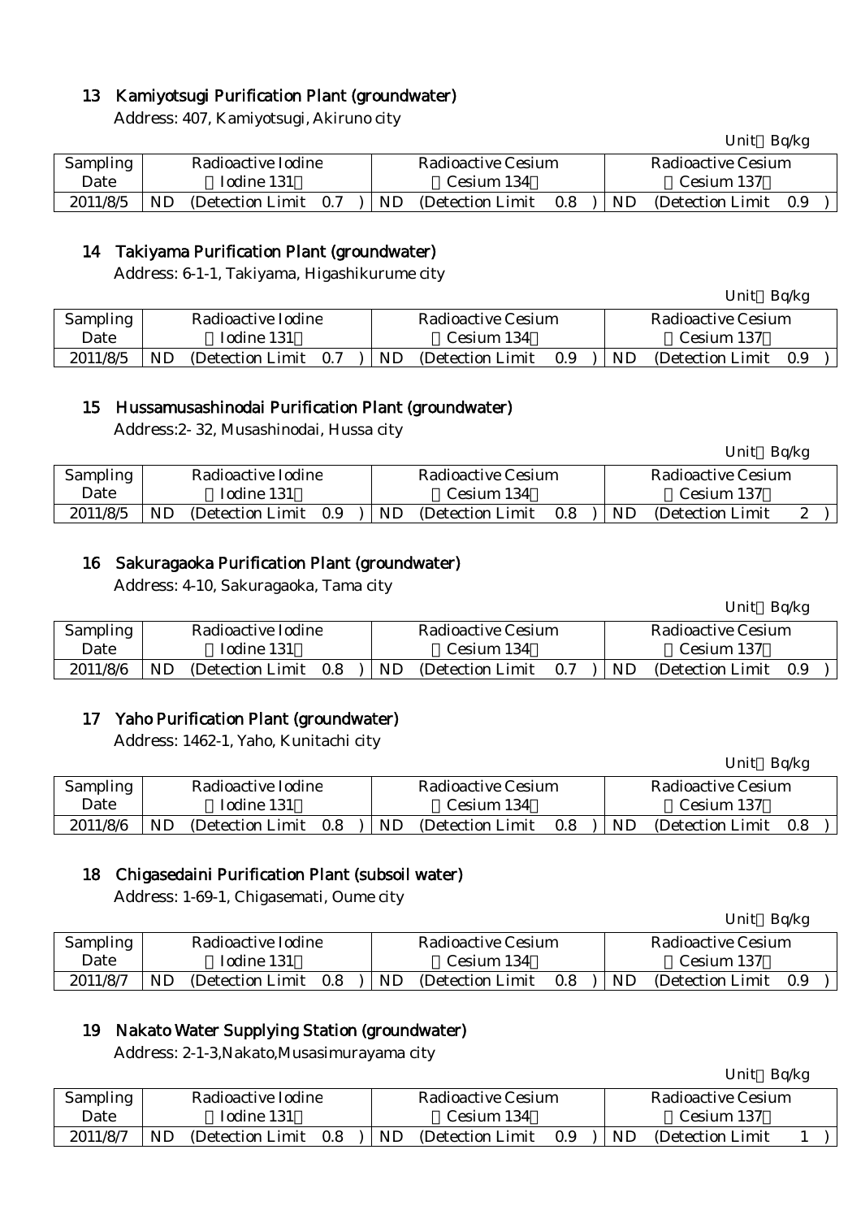## 13 Kamiyotsugi Purification Plant (groundwater)

Address: 407, Kamiyotsugi, Akiruno city

Unit：Bq/kg

| Sampling Date | Radioactive Iodine （Iodine 131） | Radioactive Cesium （Cesium 134） | Radioactive Cesium （Cesium 137） |
|---|---|---|---|
| 2011/8/5 | ND (Detection Limit 0.7 ) | ND (Detection Limit 0.8 ) | ND (Detection Limit 0.9 ) |

## 14 Takiyama Purification Plant (groundwater)

Address: 6-1-1, Takiyama, Higashikurume city

Unit：Bq/kg

| Sampling Date | Radioactive Iodine （Iodine 131） | Radioactive Cesium （Cesium 134） | Radioactive Cesium （Cesium 137） |
|---|---|---|---|
| 2011/8/5 | ND (Detection Limit 0.7 ) | ND (Detection Limit 0.9 ) | ND (Detection Limit 0.9 ) |

## 15 Hussamusashinodai Purification Plant (groundwater)

Address:2- 32, Musashinodai, Hussa city

Unit：Bq/kg

| Sampling Date | Radioactive Iodine （Iodine 131） | Radioactive Cesium （Cesium 134） | Radioactive Cesium （Cesium 137） |
|---|---|---|---|
| 2011/8/5 | ND (Detection Limit 0.9 ) | ND (Detection Limit 0.8 ) | ND (Detection Limit 2 ) |

## 16 Sakuragaoka Purification Plant (groundwater)

Address: 4-10, Sakuragaoka, Tama city

Unit：Bq/kg

| Sampling Date | Radioactive Iodine （Iodine 131） | Radioactive Cesium （Cesium 134） | Radioactive Cesium （Cesium 137） |
|---|---|---|---|
| 2011/8/6 | ND (Detection Limit 0.8 ) | ND (Detection Limit 0.7 ) | ND (Detection Limit 0.9 ) |

## 17 Yaho Purification Plant (groundwater)

Address: 1462-1, Yaho, Kunitachi city

Unit：Bq/kg

| Sampling Date | Radioactive Iodine （Iodine 131） | Radioactive Cesium （Cesium 134） | Radioactive Cesium （Cesium 137） |
|---|---|---|---|
| 2011/8/6 | ND (Detection Limit 0.8 ) | ND (Detection Limit 0.8 ) | ND (Detection Limit 0.8 ) |

## 18 Chigasedaini Purification Plant (subsoil water)

Address: 1-69-1, Chigasemati, Oume city

Unit：Bq/kg

| Sampling Date | Radioactive Iodine （Iodine 131） | Radioactive Cesium （Cesium 134） | Radioactive Cesium （Cesium 137） |
|---|---|---|---|
| 2011/8/7 | ND (Detection Limit 0.8 ) | ND (Detection Limit 0.8 ) | ND (Detection Limit 0.9 ) |

## 19 Nakato Water Supplying Station (groundwater)

Address: 2-1-3,Nakato,Musasimurayama city

Unit：Bq/kg

| Sampling Date | Radioactive Iodine （Iodine 131） | Radioactive Cesium （Cesium 134） | Radioactive Cesium （Cesium 137） |
|---|---|---|---|
| 2011/8/7 | ND (Detection Limit 0.8 ) | ND (Detection Limit 0.9 ) | ND (Detection Limit 1 ) |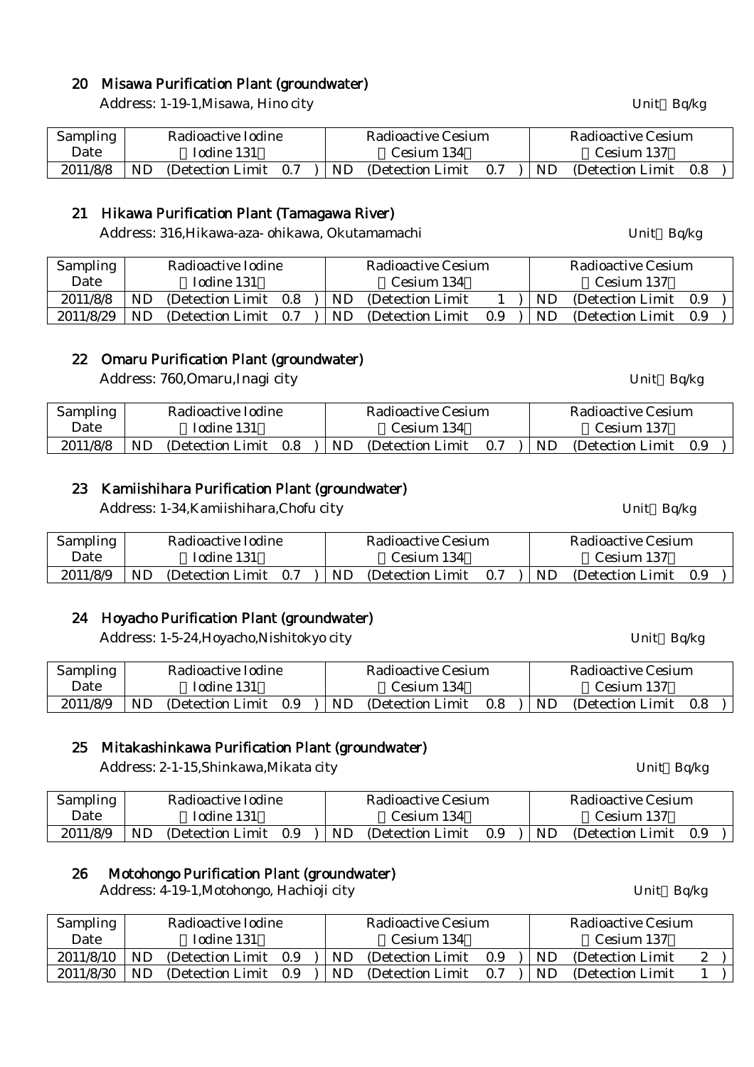## 20 Misawa Purification Plant (groundwater)

Address: 1-19-1,Misawa, Hino city

Unit：Bq/kg

| Sampling Date | Radioactive Iodine （Iodine 131） | Radioactive Cesium （Cesium 134） | Radioactive Cesium （Cesium 137） |
|---|---|---|---|
| 2011/8/8 | ND (Detection Limit 0.7 ) | ND (Detection Limit 0.7 ) | ND (Detection Limit 0.8 ) |

## 21 Hikawa Purification Plant (Tamagawa River)

Address: 316,Hikawa-aza- ohikawa, Okutamamachi

Unit：Bq/kg

| Sampling Date | Radioactive Iodine （Iodine 131） | Radioactive Cesium （Cesium 134） | Radioactive Cesium （Cesium 137） |
|---|---|---|---|
| 2011/8/8 | ND (Detection Limit 0.8 ) | ND (Detection Limit 1 ) | ND (Detection Limit 0.9 ) |
| 2011/8/29 | ND (Detection Limit 0.7 ) | ND (Detection Limit 0.9 ) | ND (Detection Limit 0.9 ) |

## 22 Omaru Purification Plant (groundwater)

Address: 760,Omaru,Inagi city

Unit：Bq/kg

| Sampling Date | Radioactive Iodine （Iodine 131） | Radioactive Cesium （Cesium 134） | Radioactive Cesium （Cesium 137） |
|---|---|---|---|
| 2011/8/8 | ND (Detection Limit 0.8 ) | ND (Detection Limit 0.7 ) | ND (Detection Limit 0.9 ) |

## 23 Kamiishihara Purification Plant (groundwater)

Address: 1-34,Kamiishihara,Chofu city

Unit：Bq/kg

| Sampling Date | Radioactive Iodine （Iodine 131） | Radioactive Cesium （Cesium 134） | Radioactive Cesium （Cesium 137） |
|---|---|---|---|
| 2011/8/9 | ND (Detection Limit 0.7 ) | ND (Detection Limit 0.7 ) | ND (Detection Limit 0.9 ) |

## 24 Hoyacho Purification Plant (groundwater)

Address: 1-5-24,Hoyacho,Nishitokyo city

Unit：Bq/kg

| Sampling Date | Radioactive Iodine （Iodine 131） | Radioactive Cesium （Cesium 134） | Radioactive Cesium （Cesium 137） |
|---|---|---|---|
| 2011/8/9 | ND (Detection Limit 0.9 ) | ND (Detection Limit 0.8 ) | ND (Detection Limit 0.8 ) |

## 25 Mitakashinkawa Purification Plant (groundwater)

Address: 2-1-15,Shinkawa,Mikata city

Unit：Bq/kg

| Sampling Date | Radioactive Iodine （Iodine 131） | Radioactive Cesium （Cesium 134） | Radioactive Cesium （Cesium 137） |
|---|---|---|---|
| 2011/8/9 | ND (Detection Limit 0.9 ) | ND (Detection Limit 0.9 ) | ND (Detection Limit 0.9 ) |

## 26 Motohongo Purification Plant (groundwater)

Address: 4-19-1,Motohongo, Hachioji city

Unit：Bq/kg

| Sampling Date | Radioactive Iodine （Iodine 131） | Radioactive Cesium （Cesium 134） | Radioactive Cesium （Cesium 137） |
|---|---|---|---|
| 2011/8/10 | ND (Detection Limit 0.9 ) | ND (Detection Limit 0.9 ) | ND (Detection Limit 2 ) |
| 2011/8/30 | ND (Detection Limit 0.9 ) | ND (Detection Limit 0.7 ) | ND (Detection Limit 1 ) |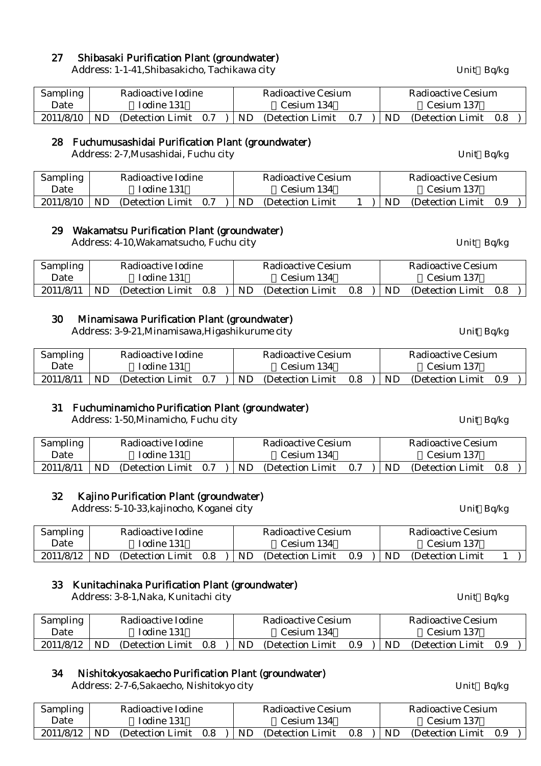## 27 Shibasaki Purification Plant (groundwater)

Address: 1-1-41,Shibasakicho, Tachikawa city

Unit：Bq/kg

| Sampling Date | Radioactive Iodine （Iodine 131） | Radioactive Cesium （Cesium 134） | Radioactive Cesium （Cesium 137） |
|---|---|---|---|
| 2011/8/10 | ND (Detection Limit 0.7 ) | ND (Detection Limit 0.7 ) | ND (Detection Limit 0.8 ) |

## 28 Fuchumusashidai Purification Plant (groundwater)

Address: 2-7,Musashidai, Fuchu city

Unit：Bq/kg

| Sampling Date | Radioactive Iodine （Iodine 131） | Radioactive Cesium （Cesium 134） | Radioactive Cesium （Cesium 137） |
|---|---|---|---|
| 2011/8/10 | ND (Detection Limit 0.7 ) | ND (Detection Limit 1 ) | ND (Detection Limit 0.9 ) |

## 29 Wakamatsu Purification Plant (groundwater)

Address: 4-10,Wakamatsucho, Fuchu city

Unit：Bq/kg

| Sampling Date | Radioactive Iodine （Iodine 131） | Radioactive Cesium （Cesium 134） | Radioactive Cesium （Cesium 137） |
|---|---|---|---|
| 2011/8/11 | ND (Detection Limit 0.8 ) | ND (Detection Limit 0.8 ) | ND (Detection Limit 0.8 ) |

## 30 Minamisawa Purification Plant (groundwater)

Address: 3-9-21,Minamisawa,Higashikurume city

Unit：Bq/kg

| Sampling Date | Radioactive Iodine （Iodine 131） | Radioactive Cesium （Cesium 134） | Radioactive Cesium （Cesium 137） |
|---|---|---|---|
| 2011/8/11 | ND (Detection Limit 0.7 ) | ND (Detection Limit 0.8 ) | ND (Detection Limit 0.9 ) |

## 31 Fuchuminamicho Purification Plant (groundwater)

Address: 1-50,Minamicho, Fuchu city

Unit：Bq/kg

| Sampling Date | Radioactive Iodine （Iodine 131） | Radioactive Cesium （Cesium 134） | Radioactive Cesium （Cesium 137） |
|---|---|---|---|
| 2011/8/11 | ND (Detection Limit 0.7 ) | ND (Detection Limit 0.7 ) | ND (Detection Limit 0.8 ) |

## 32 Kajino Purification Plant (groundwater)

Address: 5-10-33,kajinocho, Koganei city

Unit：Bq/kg

| Sampling Date | Radioactive Iodine （Iodine 131） | Radioactive Cesium （Cesium 134） | Radioactive Cesium （Cesium 137） |
|---|---|---|---|
| 2011/8/12 | ND (Detection Limit 0.8 ) | ND (Detection Limit 0.9 ) | ND (Detection Limit 1 ) |

## 33 Kunitachinaka Purification Plant (groundwater)

Address: 3-8-1,Naka, Kunitachi city

Unit：Bq/kg

| Sampling Date | Radioactive Iodine （Iodine 131） | Radioactive Cesium （Cesium 134） | Radioactive Cesium （Cesium 137） |
|---|---|---|---|
| 2011/8/12 | ND (Detection Limit 0.8 ) | ND (Detection Limit 0.9 ) | ND (Detection Limit 0.9 ) |

## 34 Nishitokyosakaecho Purification Plant (groundwater)

Address: 2-7-6,Sakaecho, Nishitokyo city

Unit：Bq/kg

| Sampling Date | Radioactive Iodine （Iodine 131） | Radioactive Cesium （Cesium 134） | Radioactive Cesium （Cesium 137） |
|---|---|---|---|
| 2011/8/12 | ND (Detection Limit 0.8 ) | ND (Detection Limit 0.8 ) | ND (Detection Limit 0.9 ) |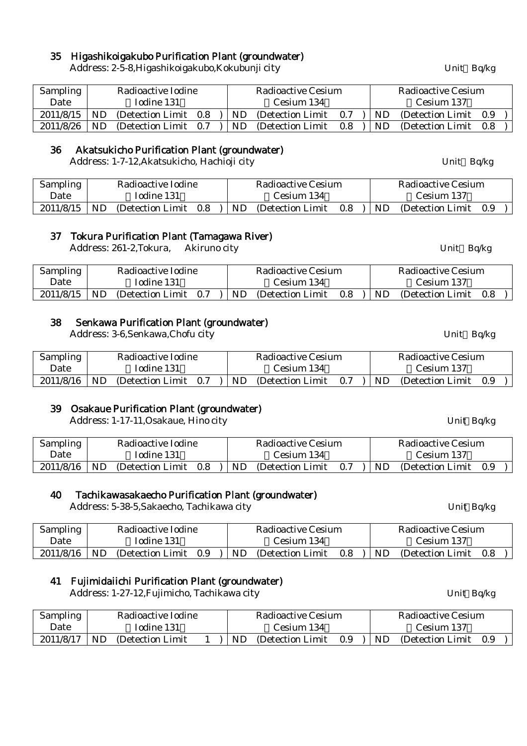### 35 Higashikoigakubo Purification Plant (groundwater)

Address: 2-5-8,Higashikoigakubo,Kokubunji city Unit Bq/kg

| Sampling Date | Radioactive Iodine (Iodine 131) | Radioactive Cesium (Cesium 134) | Radioactive Cesium (Cesium 137) |
|---|---|---|---|
| 2011/8/15 | ND (Detection Limit 0.8) | ND (Detection Limit 0.7) | ND (Detection Limit 0.9) |
| 2011/8/26 | ND (Detection Limit 0.7) | ND (Detection Limit 0.8) | ND (Detection Limit 0.8) |

### 36 Akatsukicho Purification Plant (groundwater)

Address: 1-7-12,Akatsukicho, Hachioji city Unit Bq/kg

| Sampling Date | Radioactive Iodine (Iodine 131) | Radioactive Cesium (Cesium 134) | Radioactive Cesium (Cesium 137) |
|---|---|---|---|
| 2011/8/15 | ND (Detection Limit 0.8) | ND (Detection Limit 0.8) | ND (Detection Limit 0.9) |

### 37 Tokura Purification Plant (Tamagawa River)

Address: 261-2,Tokura, Akiruno city Unit Bq/kg

| Sampling Date | Radioactive Iodine (Iodine 131) | Radioactive Cesium (Cesium 134) | Radioactive Cesium (Cesium 137) |
|---|---|---|---|
| 2011/8/15 | ND (Detection Limit 0.7) | ND (Detection Limit 0.8) | ND (Detection Limit 0.8) |

### 38 Senkawa Purification Plant (groundwater)

Address: 3-6,Senkawa,Chofu city Unit Bq/kg

| Sampling Date | Radioactive Iodine (Iodine 131) | Radioactive Cesium (Cesium 134) | Radioactive Cesium (Cesium 137) |
|---|---|---|---|
| 2011/8/16 | ND (Detection Limit 0.7) | ND (Detection Limit 0.7) | ND (Detection Limit 0.9) |

### 39 Osakaue Purification Plant (groundwater)

Address: 1-17-11,Osakaue, Hino city Unit Bq/kg

| Sampling Date | Radioactive Iodine (Iodine 131) | Radioactive Cesium (Cesium 134) | Radioactive Cesium (Cesium 137) |
|---|---|---|---|
| 2011/8/16 | ND (Detection Limit 0.8) | ND (Detection Limit 0.7) | ND (Detection Limit 0.9) |

### 40 Tachikawasakaecho Purification Plant (groundwater)

Address: 5-38-5,Sakaecho, Tachikawa city Unit Bq/kg

| Sampling Date | Radioactive Iodine (Iodine 131) | Radioactive Cesium (Cesium 134) | Radioactive Cesium (Cesium 137) |
|---|---|---|---|
| 2011/8/16 | ND (Detection Limit 0.9) | ND (Detection Limit 0.8) | ND (Detection Limit 0.8) |

### 41 Fujimidaiichi Purification Plant (groundwater)

Address: 1-27-12,Fujimicho, Tachikawa city Unit Bq/kg

| Sampling Date | Radioactive Iodine (Iodine 131) | Radioactive Cesium (Cesium 134) | Radioactive Cesium (Cesium 137) |
|---|---|---|---|
| 2011/8/17 | ND (Detection Limit 1) | ND (Detection Limit 0.9) | ND (Detection Limit 0.9) |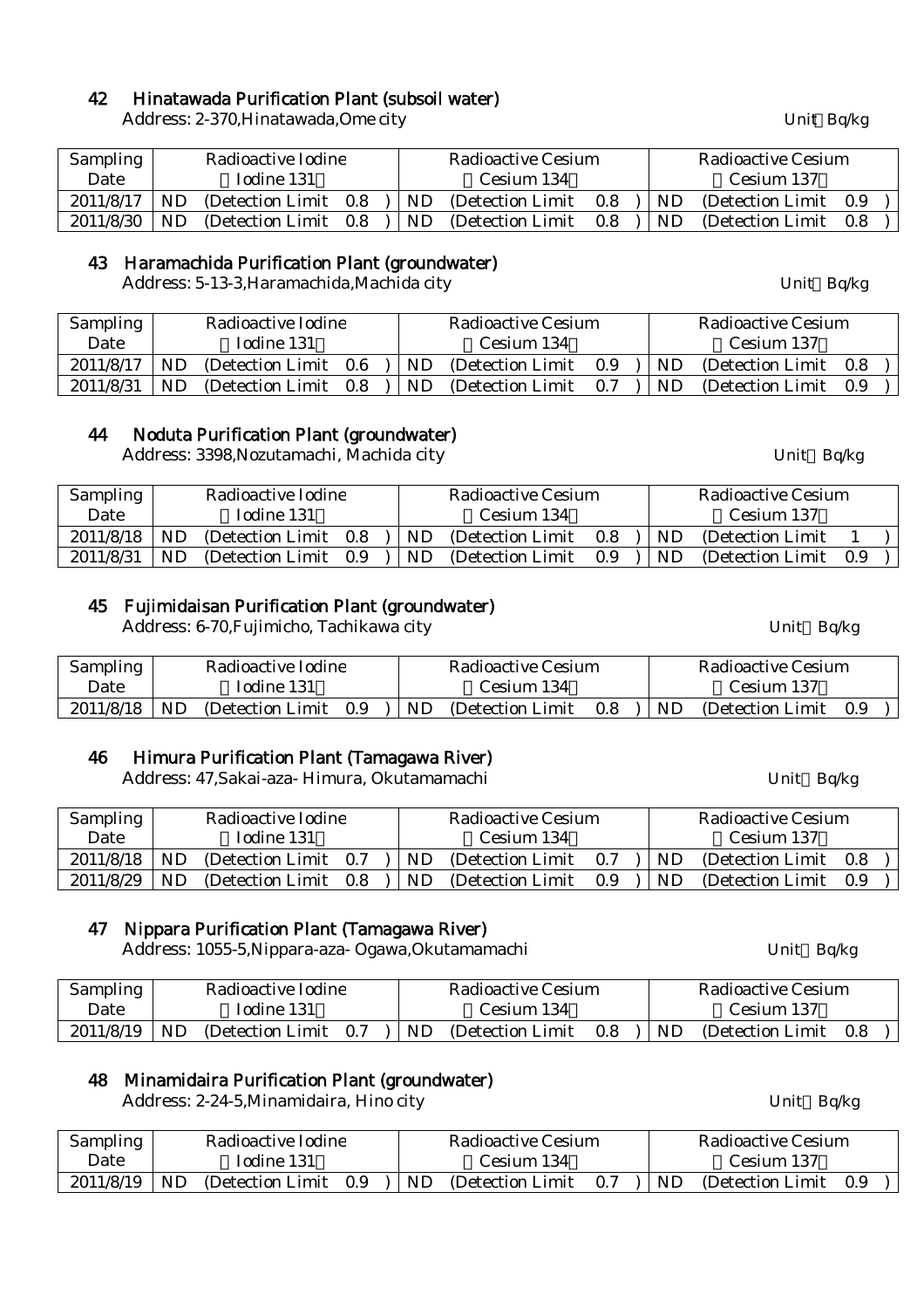## 42 Hinatawada Purification Plant (subsoil water)

Address: 2-370,Hinatawada,Ome city Unit：Bq/kg

| Sampling Date | Radioactive Iodine (Iodine 131) | Radioactive Cesium (Cesium 134) | Radioactive Cesium (Cesium 137) |
|---|---|---|---|
| 2011/8/17 | ND (Detection Limit 0.8) | ND (Detection Limit 0.8) | ND (Detection Limit 0.9) |
| 2011/8/30 | ND (Detection Limit 0.8) | ND (Detection Limit 0.8) | ND (Detection Limit 0.8) |

## 43 Haramachida Purification Plant (groundwater)

Address: 5-13-3,Haramachida,Machida city Unit：Bq/kg

| Sampling Date | Radioactive Iodine (Iodine 131) | Radioactive Cesium (Cesium 134) | Radioactive Cesium (Cesium 137) |
|---|---|---|---|
| 2011/8/17 | ND (Detection Limit 0.6) | ND (Detection Limit 0.9) | ND (Detection Limit 0.8) |
| 2011/8/31 | ND (Detection Limit 0.8) | ND (Detection Limit 0.7) | ND (Detection Limit 0.9) |

## 44 Noduta Purification Plant (groundwater)

Address: 3398,Nozutamachi, Machida city Unit：Bq/kg

| Sampling Date | Radioactive Iodine (Iodine 131) | Radioactive Cesium (Cesium 134) | Radioactive Cesium (Cesium 137) |
|---|---|---|---|
| 2011/8/18 | ND (Detection Limit 0.8) | ND (Detection Limit 0.8) | ND (Detection Limit 1) |
| 2011/8/31 | ND (Detection Limit 0.9) | ND (Detection Limit 0.9) | ND (Detection Limit 0.9) |

## 45 Fujimidaisan Purification Plant (groundwater)

Address: 6-70,Fujimicho, Tachikawa city Unit：Bq/kg

| Sampling Date | Radioactive Iodine (Iodine 131) | Radioactive Cesium (Cesium 134) | Radioactive Cesium (Cesium 137) |
|---|---|---|---|
| 2011/8/18 | ND (Detection Limit 0.9) | ND (Detection Limit 0.8) | ND (Detection Limit 0.9) |

## 46 Himura Purification Plant (Tamagawa River)

Address: 47,Sakai-aza- Himura, Okutamamachi Unit：Bq/kg

| Sampling Date | Radioactive Iodine (Iodine 131) | Radioactive Cesium (Cesium 134) | Radioactive Cesium (Cesium 137) |
|---|---|---|---|
| 2011/8/18 | ND (Detection Limit 0.7) | ND (Detection Limit 0.7) | ND (Detection Limit 0.8) |
| 2011/8/29 | ND (Detection Limit 0.8) | ND (Detection Limit 0.9) | ND (Detection Limit 0.9) |

## 47 Nippara Purification Plant (Tamagawa River)

Address: 1055-5,Nippara-aza- Ogawa,Okutamamachi Unit：Bq/kg

| Sampling Date | Radioactive Iodine (Iodine 131) | Radioactive Cesium (Cesium 134) | Radioactive Cesium (Cesium 137) |
|---|---|---|---|
| 2011/8/19 | ND (Detection Limit 0.7) | ND (Detection Limit 0.8) | ND (Detection Limit 0.8) |

## 48 Minamidaira Purification Plant (groundwater)

Address: 2-24-5,Minamidaira, Hino city Unit：Bq/kg

| Sampling Date | Radioactive Iodine (Iodine 131) | Radioactive Cesium (Cesium 134) | Radioactive Cesium (Cesium 137) |
|---|---|---|---|
| 2011/8/19 | ND (Detection Limit 0.9) | ND (Detection Limit 0.7) | ND (Detection Limit 0.9) |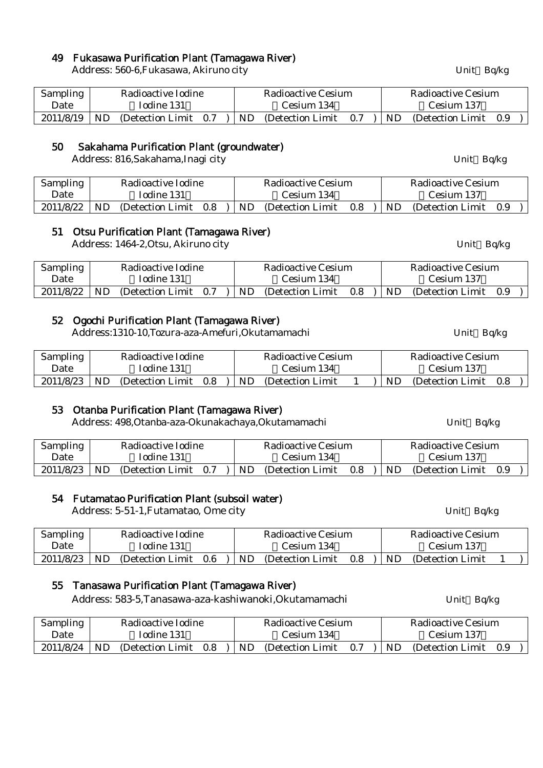## 49 Fukasawa Purification Plant (Tamagawa River)

Address: 560-6,Fukasawa, Akiruno city

Unit：Bq/kg

| Sampling Date | Radioactive Iodine （Iodine 131） | Radioactive Cesium （Cesium 134） | Radioactive Cesium （Cesium 137） |
|---|---|---|---|
| 2011/8/19 | ND (Detection Limit 0.7 ) | ND (Detection Limit 0.7 ) | ND (Detection Limit 0.9 ) |

## 50 Sakahama Purification Plant (groundwater)

Address: 816,Sakahama,Inagi city

Unit：Bq/kg

| Sampling Date | Radioactive Iodine （Iodine 131） | Radioactive Cesium （Cesium 134） | Radioactive Cesium （Cesium 137） |
|---|---|---|---|
| 2011/8/22 | ND (Detection Limit 0.8 ) | ND (Detection Limit 0.8 ) | ND (Detection Limit 0.9 ) |

## 51 Otsu Purification Plant (Tamagawa River)

Address: 1464-2,Otsu, Akiruno city

Unit：Bq/kg

| Sampling Date | Radioactive Iodine （Iodine 131） | Radioactive Cesium （Cesium 134） | Radioactive Cesium （Cesium 137） |
|---|---|---|---|
| 2011/8/22 | ND (Detection Limit 0.7 ) | ND (Detection Limit 0.8 ) | ND (Detection Limit 0.9 ) |

## 52 Ogochi Purification Plant (Tamagawa River)

Address:1310-10,Tozura-aza-Amefuri,Okutamamachi

Unit：Bq/kg

| Sampling Date | Radioactive Iodine （Iodine 131） | Radioactive Cesium （Cesium 134） | Radioactive Cesium （Cesium 137） |
|---|---|---|---|
| 2011/8/23 | ND (Detection Limit 0.8 ) | ND (Detection Limit 1 ) | ND (Detection Limit 0.8 ) |

## 53 Otanba Purification Plant (Tamagawa River)

Address: 498,Otanba-aza-Okunakachaya,Okutamamachi

Unit：Bq/kg

| Sampling Date | Radioactive Iodine （Iodine 131） | Radioactive Cesium （Cesium 134） | Radioactive Cesium （Cesium 137） |
|---|---|---|---|
| 2011/8/23 | ND (Detection Limit 0.7 ) | ND (Detection Limit 0.8 ) | ND (Detection Limit 0.9 ) |

## 54 Futamatao Purification Plant (subsoil water)

Address: 5-51-1,Futamatao, Ome city

Unit：Bq/kg

| Sampling Date | Radioactive Iodine （Iodine 131） | Radioactive Cesium （Cesium 134） | Radioactive Cesium （Cesium 137） |
|---|---|---|---|
| 2011/8/23 | ND (Detection Limit 0.6 ) | ND (Detection Limit 0.8 ) | ND (Detection Limit 1 ) |

## 55 Tanasawa Purification Plant (Tamagawa River)

Address: 583-5,Tanasawa-aza-kashiwanoki,Okutamamachi

Unit：Bq/kg

| Sampling Date | Radioactive Iodine （Iodine 131） | Radioactive Cesium （Cesium 134） | Radioactive Cesium （Cesium 137） |
|---|---|---|---|
| 2011/8/24 | ND (Detection Limit 0.8 ) | ND (Detection Limit 0.7 ) | ND (Detection Limit 0.9 ) |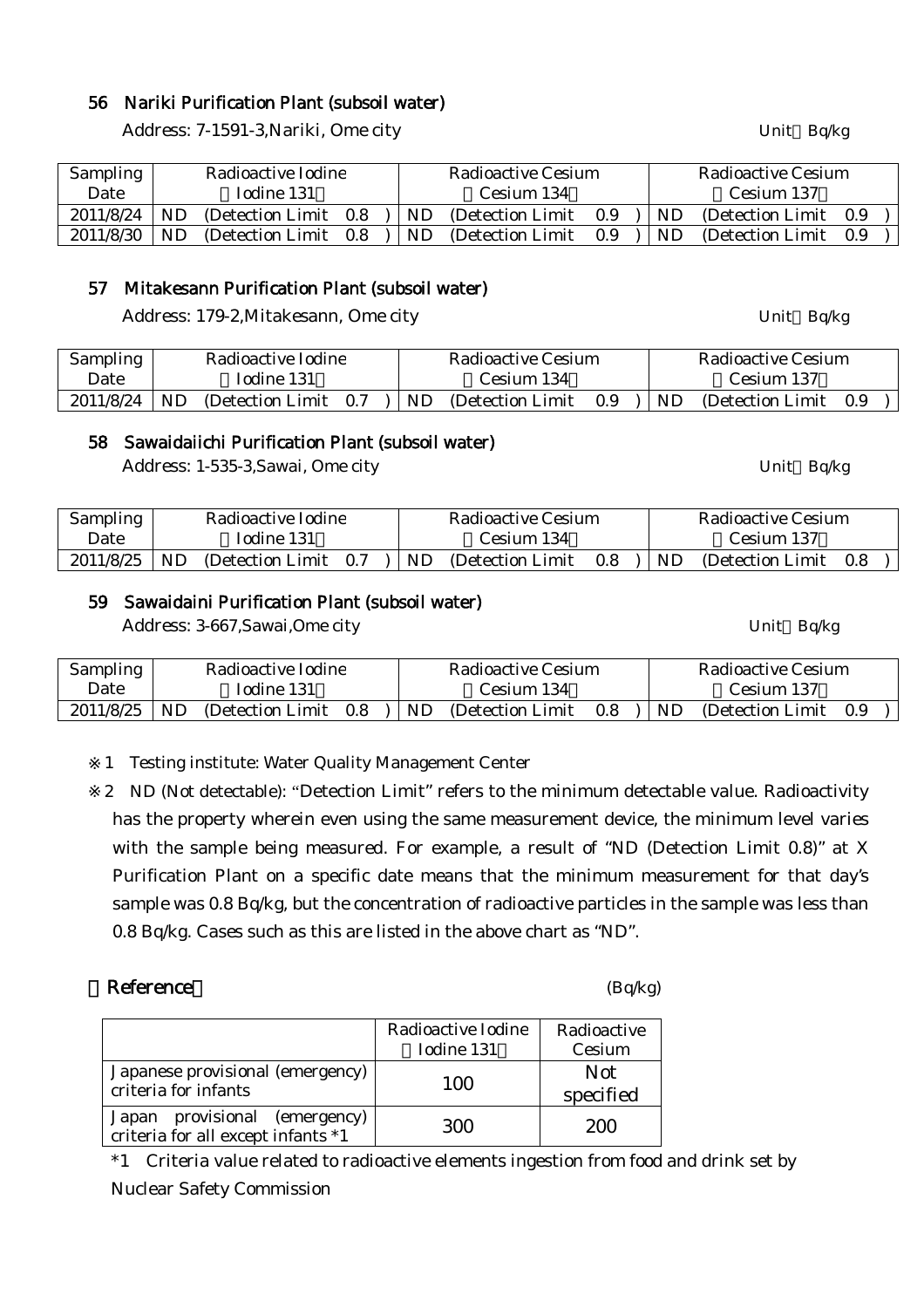## 56 Nariki Purification Plant (subsoil water)

Address: 7-1591-3,Nariki, Ome city

Unit：Bq/kg

| Sampling Date | Radioactive Iodine （Iodine 131） | Radioactive Cesium （Cesium 134） | Radioactive Cesium （Cesium 137） |
|---|---|---|---|
| 2011/8/24 | ND (Detection Limit 0.8 ) | ND (Detection Limit 0.9 ) | ND (Detection Limit 0.9 ) |
| 2011/8/30 | ND (Detection Limit 0.8 ) | ND (Detection Limit 0.9 ) | ND (Detection Limit 0.9 ) |

## 57 Mitakesann Purification Plant (subsoil water)

Address: 179-2,Mitakesann, Ome city

Unit：Bq/kg

| Sampling Date | Radioactive Iodine （Iodine 131） | Radioactive Cesium （Cesium 134） | Radioactive Cesium （Cesium 137） |
|---|---|---|---|
| 2011/8/24 | ND (Detection Limit 0.7 ) | ND (Detection Limit 0.9 ) | ND (Detection Limit 0.9 ) |

## 58 Sawaidaiichi Purification Plant (subsoil water)

Address: 1-535-3,Sawai, Ome city

Unit：Bq/kg

| Sampling Date | Radioactive Iodine （Iodine 131） | Radioactive Cesium （Cesium 134） | Radioactive Cesium （Cesium 137） |
|---|---|---|---|
| 2011/8/25 | ND (Detection Limit 0.7 ) | ND (Detection Limit 0.8 ) | ND (Detection Limit 0.8 ) |

## 59 Sawaidaini Purification Plant (subsoil water)

Address: 3-667,Sawai,Ome city

Unit：Bq/kg

| Sampling Date | Radioactive Iodine （Iodine 131） | Radioactive Cesium （Cesium 134） | Radioactive Cesium （Cesium 137） |
|---|---|---|---|
| 2011/8/25 | ND (Detection Limit 0.8 ) | ND (Detection Limit 0.8 ) | ND (Detection Limit 0.9 ) |

※1 Testing institute: Water Quality Management Center

※2 ND (Not detectable): "Detection Limit" refers to the minimum detectable value. Radioactivity has the property wherein even using the same measurement device, the minimum level varies with the sample being measured. For example, a result of "ND (Detection Limit 0.8)" at X Purification Plant on a specific date means that the minimum measurement for that day's sample was 0.8 Bq/kg, but the concentration of radioactive particles in the sample was less than 0.8 Bq/kg. Cases such as this are listed in the above chart as "ND".

## 【Reference】

(Bq/kg)

| | Radioactive Iodine （Iodine 131） | Radioactive Cesium |
|---|---|---|
| Japanese provisional (emergency) criteria for infants | 100 | Not specified |
| Japan provisional (emergency) criteria for all except infants *1 | 300 | 200 |

*1 Criteria value related to radioactive elements ingestion from food and drink set by Nuclear Safety Commission